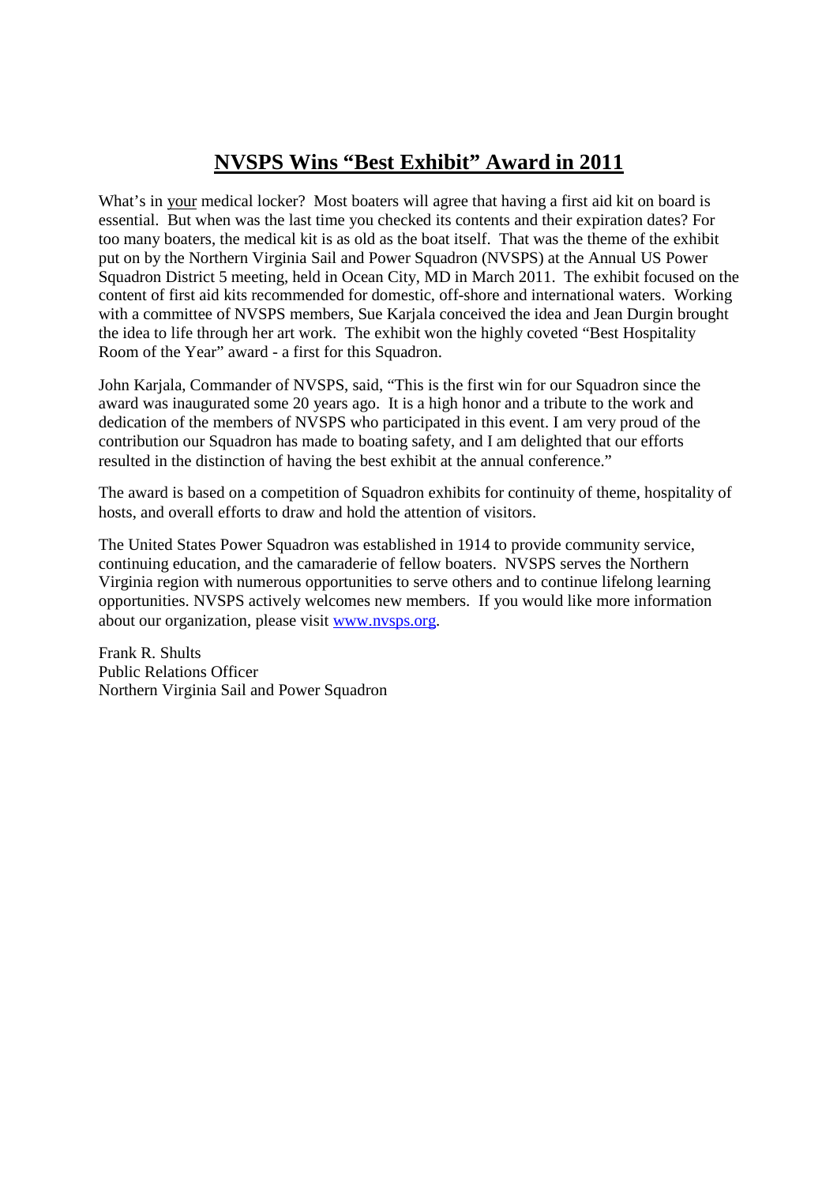# NVSPS Wins "Best Exhibit" Award in 2011

What's in your medical locker? Most boaters will agree that having a first aid kit on board is essential. But when was the last time you checked its contents and their expiration dates? For too many boaters, the medical kit is as old as the boat itself. That was the theme of the exhibit put on by the Northern Virginia Sail and Power Squadron (NVSPS) at the Annual US Power Squadron District 5 meeting, held in Ocean City, MD in March 2011. The exhibit focused on the content of first aid kits recommended for domestic, off-shore and international waters. Working with a committee of NVSPS members, Sue Karjala conceived the idea and Jean Durgin brought the idea to life through her art work. The exhibit won the highly coveted "Best Hospitality Room of the Year" award - a first for this Squadron.

John Karjala, Commander of NVSPS, said, "This is the first win for our Squadron since the award was inaugurated some 20 years ago. It is a high honor and a tribute to the work and dedication of the members of NVSPS who participated in this event. I am very proud of the contribution our Squadron has made to boating safety, and I am delighted that our efforts resulted in the distinction of having the best exhibit at the annual conference."

The award is based on a competition of Squadron exhibits for continuity of theme, hospitality of hosts, and overall efforts to draw and hold the attention of visitors.

The United States Power Squadron was established in 1914 to provide community service, continuing education, and the camaraderie of fellow boaters. NVSPS serves the Northern Virginia region with numerous opportunities to serve others and to continue lifelong learning opportunities. NVSPS actively welcomes new members. If you would like more information about our organization, please visit [www.nvsps.org](http://www.nvsps.org).

Frank R. Shults
Public Relations Officer
Northern Virginia Sail and Power Squadron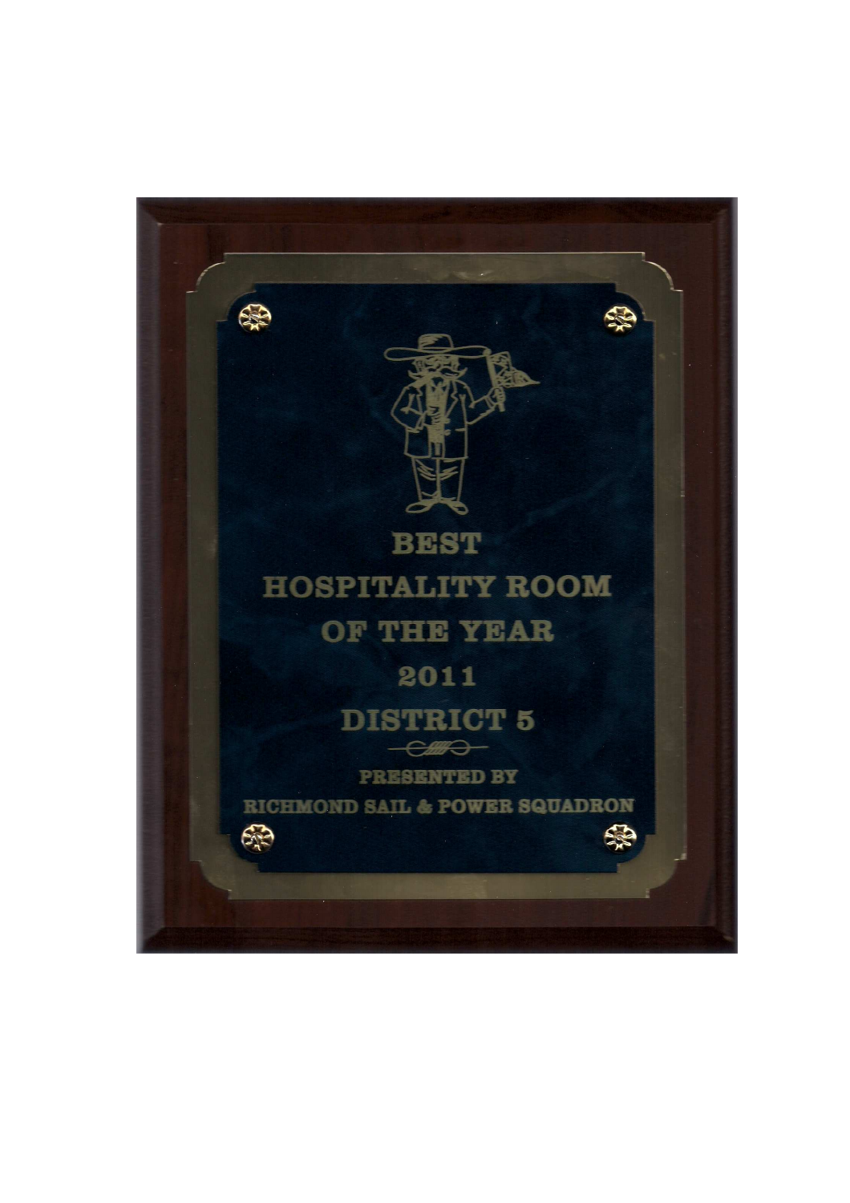**BEST**

**HOSPITALITY ROOM**

**OF THE YEAR**

**2011**

**DISTRICT 5**

**PRESENTED BY**

**RICHMOND SAIL & POWER SQUADRON**